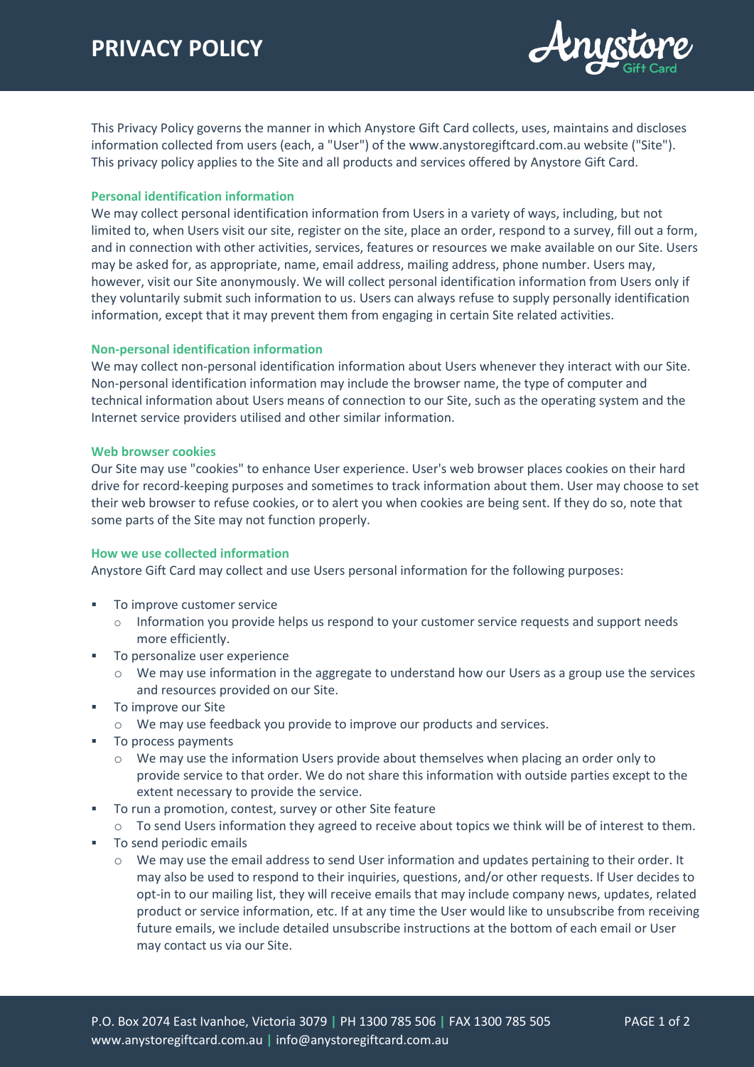# PRIVACY POLICY

This Privacy Policy governs the manner in which Anystore Gift Card collects, uses, maintains and discloses information collected from users (each, a "User") of the www.anystoregiftcard.com.au website ("Site"). This privacy policy applies to the Site and all products and services offered by Anystore Gift Card.

## Personal identification information

We may collect personal identification information from Users in a variety of ways, including, but not limited to, when Users visit our site, register on the site, place an order, respond to a survey, fill out a form, and in connection with other activities, services, features or resources we make available on our Site. Users may be asked for, as appropriate, name, email address, mailing address, phone number. Users may, however, visit our Site anonymously. We will collect personal identification information from Users only if they voluntarily submit such information to us. Users can always refuse to supply personally identification information, except that it may prevent them from engaging in certain Site related activities.

## Non-personal identification information

We may collect non-personal identification information about Users whenever they interact with our Site. Non-personal identification information may include the browser name, the type of computer and technical information about Users means of connection to our Site, such as the operating system and the Internet service providers utilised and other similar information.

## Web browser cookies

Our Site may use "cookies" to enhance User experience. User's web browser places cookies on their hard drive for record-keeping purposes and sometimes to track information about them. User may choose to set their web browser to refuse cookies, or to alert you when cookies are being sent. If they do so, note that some parts of the Site may not function properly.

## How we use collected information

Anystore Gift Card may collect and use Users personal information for the following purposes:

- To improve customer service
  - Information you provide helps us respond to your customer service requests and support needs more efficiently.
- To personalize user experience
  - We may use information in the aggregate to understand how our Users as a group use the services and resources provided on our Site.
- To improve our Site
  - We may use feedback you provide to improve our products and services.
- To process payments
  - We may use the information Users provide about themselves when placing an order only to provide service to that order. We do not share this information with outside parties except to the extent necessary to provide the service.
- To run a promotion, contest, survey or other Site feature
  - To send Users information they agreed to receive about topics we think will be of interest to them.
- To send periodic emails
  - We may use the email address to send User information and updates pertaining to their order. It may also be used to respond to their inquiries, questions, and/or other requests. If User decides to opt-in to our mailing list, they will receive emails that may include company news, updates, related product or service information, etc. If at any time the User would like to unsubscribe from receiving future emails, we include detailed unsubscribe instructions at the bottom of each email or User may contact us via our Site.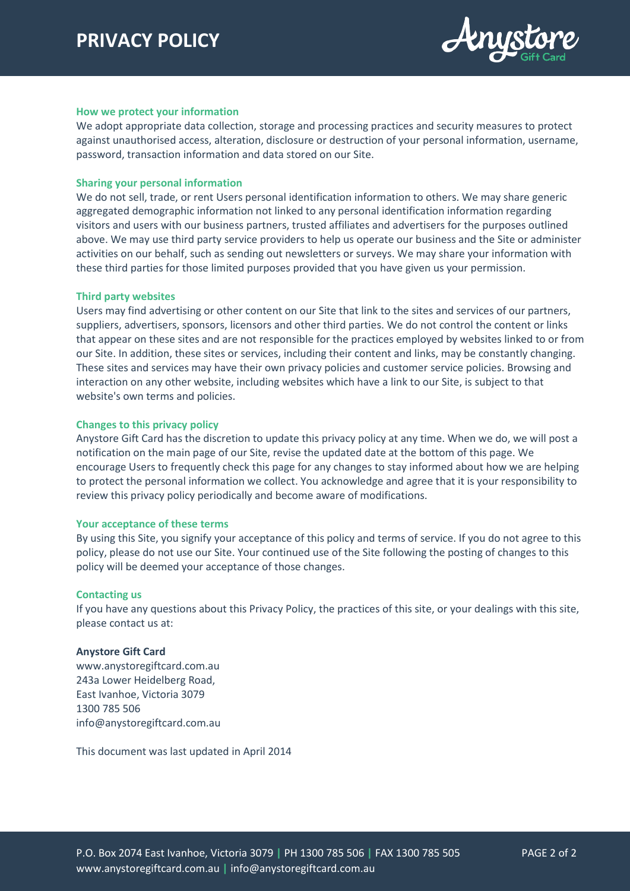### How we protect your information

We adopt appropriate data collection, storage and processing practices and security measures to protect against unauthorised access, alteration, disclosure or destruction of your personal information, username, password, transaction information and data stored on our Site.

### Sharing your personal information

We do not sell, trade, or rent Users personal identification information to others. We may share generic aggregated demographic information not linked to any personal identification information regarding visitors and users with our business partners, trusted affiliates and advertisers for the purposes outlined above. We may use third party service providers to help us operate our business and the Site or administer activities on our behalf, such as sending out newsletters or surveys. We may share your information with these third parties for those limited purposes provided that you have given us your permission.

### Third party websites

Users may find advertising or other content on our Site that link to the sites and services of our partners, suppliers, advertisers, sponsors, licensors and other third parties. We do not control the content or links that appear on these sites and are not responsible for the practices employed by websites linked to or from our Site. In addition, these sites or services, including their content and links, may be constantly changing. These sites and services may have their own privacy policies and customer service policies. Browsing and interaction on any other website, including websites which have a link to our Site, is subject to that website's own terms and policies.

### Changes to this privacy policy

Anystore Gift Card has the discretion to update this privacy policy at any time. When we do, we will post a notification on the main page of our Site, revise the updated date at the bottom of this page. We encourage Users to frequently check this page for any changes to stay informed about how we are helping to protect the personal information we collect. You acknowledge and agree that it is your responsibility to review this privacy policy periodically and become aware of modifications.

### Your acceptance of these terms

By using this Site, you signify your acceptance of this policy and terms of service. If you do not agree to this policy, please do not use our Site. Your continued use of the Site following the posting of changes to this policy will be deemed your acceptance of those changes.

### Contacting us

If you have any questions about this Privacy Policy, the practices of this site, or your dealings with this site, please contact us at:

**Anystore Gift Card**
www.anystoregiftcard.com.au
243a Lower Heidelberg Road,
East Ivanhoe, Victoria 3079
1300 785 506
info@anystoregiftcard.com.au

This document was last updated in April 2014